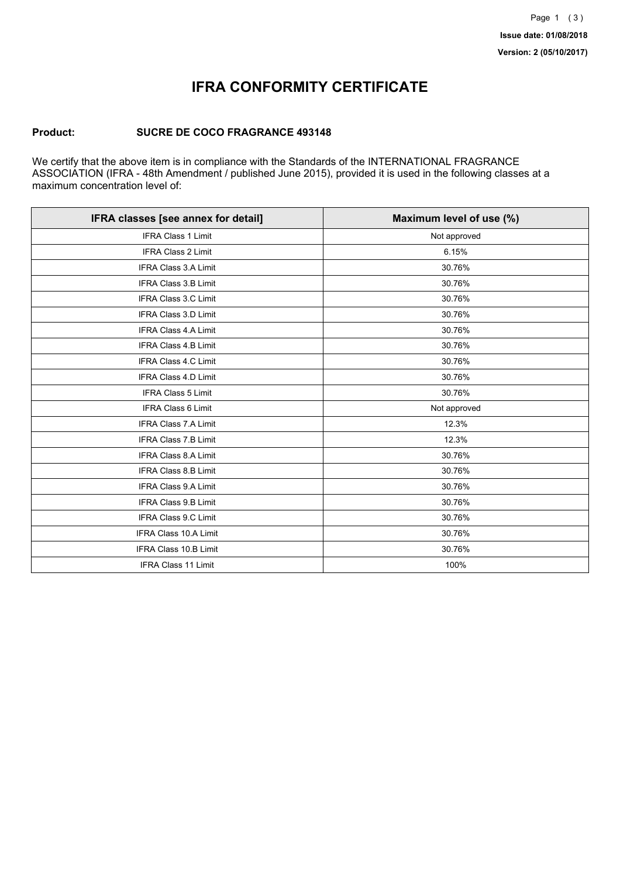**Issue date: 01/08/2018**

**Version: 2 (05/10/2017)**

# IFRA CONFORMITY CERTIFICATE

**Product:** **SUCRE DE COCO FRAGRANCE 493148**

We certify that the above item is in compliance with the Standards of the INTERNATIONAL FRAGRANCE ASSOCIATION (IFRA - 48th Amendment / published June 2015), provided it is used in the following classes at a maximum concentration level of:

| IFRA classes [see annex for detail] | Maximum level of use (%) |
|---|---|
| IFRA Class 1 Limit | Not approved |
| IFRA Class 2 Limit | 6.15% |
| IFRA Class 3.A Limit | 30.76% |
| IFRA Class 3.B Limit | 30.76% |
| IFRA Class 3.C Limit | 30.76% |
| IFRA Class 3.D Limit | 30.76% |
| IFRA Class 4.A Limit | 30.76% |
| IFRA Class 4.B Limit | 30.76% |
| IFRA Class 4.C Limit | 30.76% |
| IFRA Class 4.D Limit | 30.76% |
| IFRA Class 5 Limit | 30.76% |
| IFRA Class 6 Limit | Not approved |
| IFRA Class 7.A Limit | 12.3% |
| IFRA Class 7.B Limit | 12.3% |
| IFRA Class 8.A Limit | 30.76% |
| IFRA Class 8.B Limit | 30.76% |
| IFRA Class 9.A Limit | 30.76% |
| IFRA Class 9.B Limit | 30.76% |
| IFRA Class 9.C Limit | 30.76% |
| IFRA Class 10.A Limit | 30.76% |
| IFRA Class 10.B Limit | 30.76% |
| IFRA Class 11 Limit | 100% |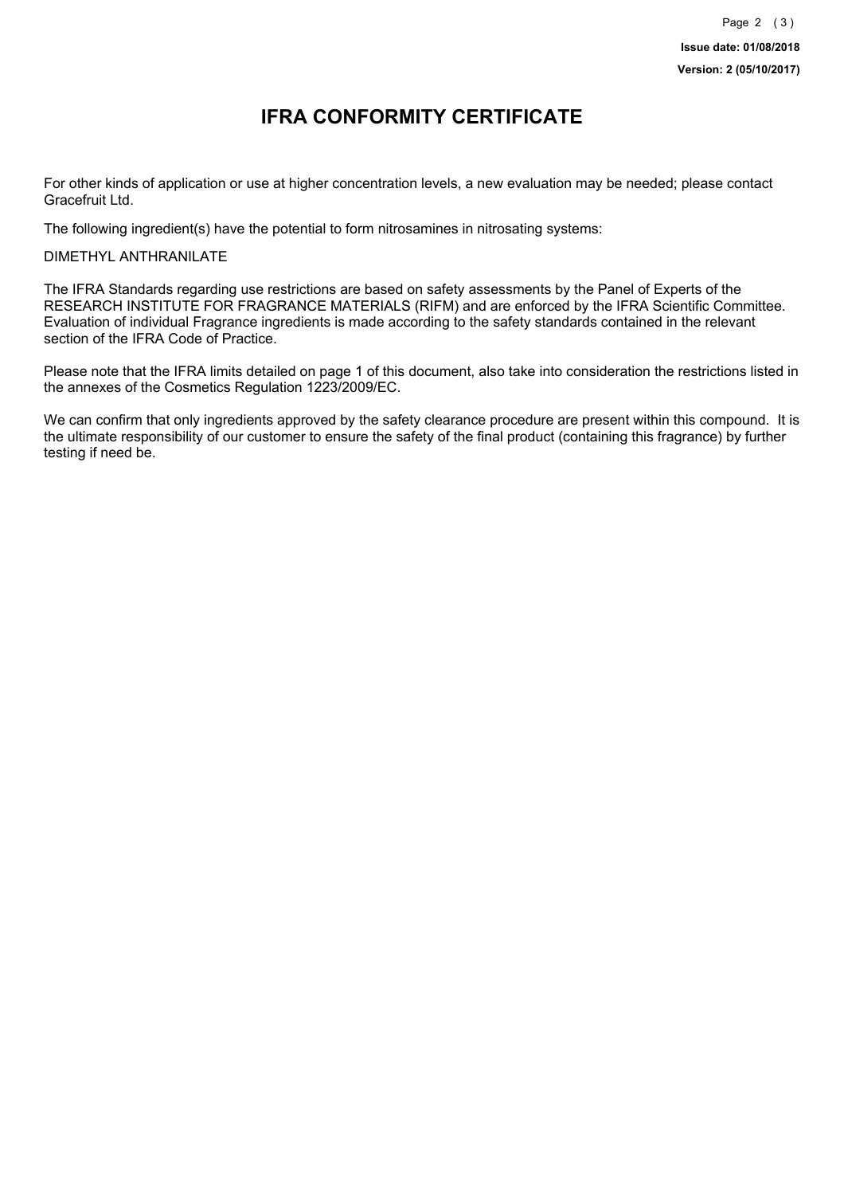Issue date: 01/08/2018

Version: 2 (05/10/2017)

# IFRA CONFORMITY CERTIFICATE

For other kinds of application or use at higher concentration levels, a new evaluation may be needed; please contact Gracefruit Ltd.

The following ingredient(s) have the potential to form nitrosamines in nitrosating systems:

DIMETHYL ANTHRANILATE

The IFRA Standards regarding use restrictions are based on safety assessments by the Panel of Experts of the RESEARCH INSTITUTE FOR FRAGRANCE MATERIALS (RIFM) and are enforced by the IFRA Scientific Committee. Evaluation of individual Fragrance ingredients is made according to the safety standards contained in the relevant section of the IFRA Code of Practice.

Please note that the IFRA limits detailed on page 1 of this document, also take into consideration the restrictions listed in the annexes of the Cosmetics Regulation 1223/2009/EC.

We can confirm that only ingredients approved by the safety clearance procedure are present within this compound. It is the ultimate responsibility of our customer to ensure the safety of the final product (containing this fragrance) by further testing if need be.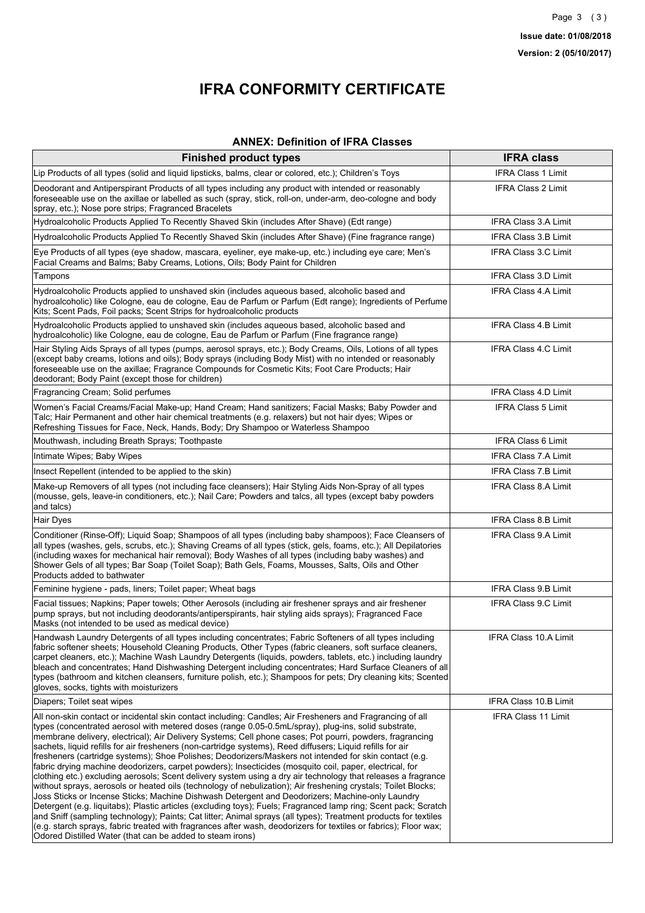# IFRA CONFORMITY CERTIFICATE

### ANNEX: Definition of IFRA Classes

| Finished product types | IFRA class |
|---|---|
| Lip Products of all types (solid and liquid lipsticks, balms, clear or colored, etc.); Children's Toys | IFRA Class 1 Limit |
| Deodorant and Antiperspirant Products of all types including any product with intended or reasonably foreseeable use on the axillae or labelled as such (spray, stick, roll-on, under-arm, deo-cologne and body spray, etc.); Nose pore strips; Fragranced Bracelets | IFRA Class 2 Limit |
| Hydroalcoholic Products Applied To Recently Shaved Skin (includes After Shave) (Edt range) | IFRA Class 3.A Limit |
| Hydroalcoholic Products Applied To Recently Shaved Skin (includes After Shave) (Fine fragrance range) | IFRA Class 3.B Limit |
| Eye Products of all types (eye shadow, mascara, eyeliner, eye make-up, etc.) including eye care; Men's Facial Creams and Balms; Baby Creams, Lotions, Oils; Body Paint for Children | IFRA Class 3.C Limit |
| Tampons | IFRA Class 3.D Limit |
| Hydroalcoholic Products applied to unshaved skin (includes aqueous based, alcoholic based and hydroalcoholic) like Cologne, eau de cologne, Eau de Parfum or Parfum (Edt range); Ingredients of Perfume Kits; Scent Pads, Foil packs; Scent Strips for hydroalcoholic products | IFRA Class 4.A Limit |
| Hydroalcoholic Products applied to unshaved skin (includes aqueous based, alcoholic based and hydroalcoholic) like Cologne, eau de cologne, Eau de Parfum or Parfum (Fine fragrance range) | IFRA Class 4.B Limit |
| Hair Styling Aids Sprays of all types (pumps, aerosol sprays, etc.); Body Creams, Oils, Lotions of all types (except baby creams, lotions and oils); Body sprays (including Body Mist) with no intended or reasonably foreseeable use on the axillae; Fragrance Compounds for Cosmetic Kits; Foot Care Products; Hair deodorant; Body Paint (except those for children) | IFRA Class 4.C Limit |
| Fragrancing Cream; Solid perfumes | IFRA Class 4.D Limit |
| Women's Facial Creams/Facial Make-up; Hand Cream; Hand sanitizers; Facial Masks; Baby Powder and Talc; Hair Permanent and other hair chemical treatments (e.g. relaxers) but not hair dyes; Wipes or Refreshing Tissues for Face, Neck, Hands, Body; Dry Shampoo or Waterless Shampoo | IFRA Class 5 Limit |
| Mouthwash, including Breath Sprays; Toothpaste | IFRA Class 6 Limit |
| Intimate Wipes; Baby Wipes | IFRA Class 7.A Limit |
| Insect Repellent (intended to be applied to the skin) | IFRA Class 7.B Limit |
| Make-up Removers of all types (not including face cleansers); Hair Styling Aids Non-Spray of all types (mousse, gels, leave-in conditioners, etc.); Nail Care; Powders and talcs, all types (except baby powders and talcs) | IFRA Class 8.A Limit |
| Hair Dyes | IFRA Class 8.B Limit |
| Conditioner (Rinse-Off); Liquid Soap; Shampoos of all types (including baby shampoos); Face Cleansers of all types (washes, gels, scrubs, etc.); Shaving Creams of all types (stick, gels, foams, etc.); All Depilatories (including waxes for mechanical hair removal); Body Washes of all types (including baby washes) and Shower Gels of all types; Bar Soap (Toilet Soap); Bath Gels, Foams, Mousses, Salts, Oils and Other Products added to bathwater | IFRA Class 9.A Limit |
| Feminine hygiene - pads, liners; Toilet paper; Wheat bags | IFRA Class 9.B Limit |
| Facial tissues; Napkins; Paper towels; Other Aerosols (including air freshener sprays and air freshener pump sprays, but not including deodorants/antiperspirants, hair styling aids sprays); Fragranced Face Masks (not intended to be used as medical device) | IFRA Class 9.C Limit |
| Handwash Laundry Detergents of all types including concentrates; Fabric Softeners of all types including fabric softener sheets; Household Cleaning Products, Other Types (fabric cleaners, soft surface cleaners, carpet cleaners, etc.); Machine Wash Laundry Detergents (liquids, powders, tablets, etc.) including laundry bleach and concentrates; Hand Dishwashing Detergent including concentrates; Hard Surface Cleaners of all types (bathroom and kitchen cleansers, furniture polish, etc.); Shampoos for pets; Dry cleaning kits; Scented gloves, socks, tights with moisturizers | IFRA Class 10.A Limit |
| Diapers; Toilet seat wipes | IFRA Class 10.B Limit |
| All non-skin contact or incidental skin contact including: Candles; Air Fresheners and Fragrancing of all types (concentrated aerosol with metered doses (range 0.05-0.5mL/spray), plug-ins, solid substrate, membrane delivery, electrical); Air Delivery Systems; Cell phone cases; Pot pourri, powders, fragrancing sachets, liquid refills for air fresheners (non-cartridge systems), Reed diffusers; Liquid refills for air fresheners (cartridge systems); Shoe Polishes; Deodorizers/Maskers not intended for skin contact (e.g. fabric drying machine deodorizers, carpet powders); Insecticides (mosquito coil, paper, electrical, for clothing etc.) excluding aerosols; Scent delivery system using a dry air technology that releases a fragrance without sprays, aerosols or heated oils (technology of nebulization); Air freshening crystals; Toilet Blocks; Joss Sticks or Incense Sticks; Machine Dishwash Detergent and Deodorizers; Machine-only Laundry Detergent (e.g. liquitabs); Plastic articles (excluding toys); Fuels; Fragranced lamp ring; Scent pack; Scratch and Sniff (sampling technology); Paints; Cat litter; Animal sprays (all types); Treatment products for textiles (e.g. starch sprays, fabric treated with fragrances after wash, deodorizers for textiles or fabrics); Floor wax; Odored Distilled Water (that can be added to steam irons) | IFRA Class 11 Limit |